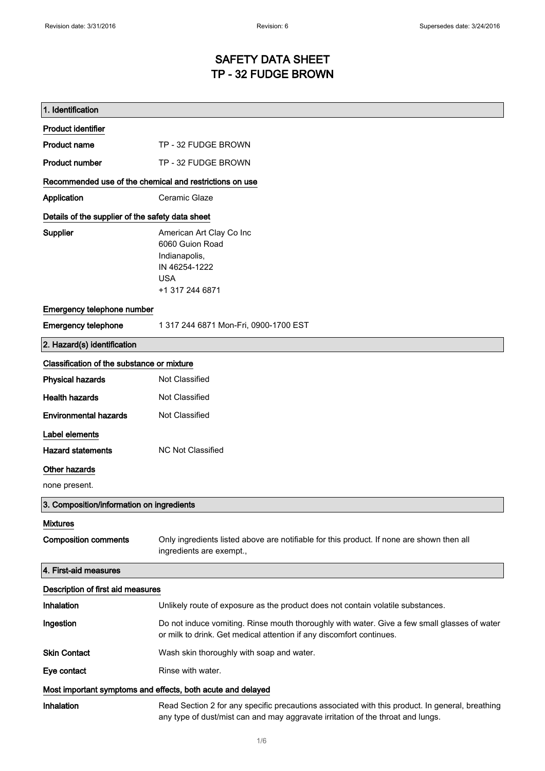# SAFETY DATA SHEET
# TP - 32 FUDGE BROWN

## 1. Identification

### Product identifier

**Product name** TP - 32 FUDGE BROWN

**Product number** TP - 32 FUDGE BROWN

### Recommended use of the chemical and restrictions on use

**Application** Ceramic Glaze

### Details of the supplier of the safety data sheet

**Supplier** American Art Clay Co Inc
6060 Guion Road
Indianapolis,
IN 46254-1222
USA
+1 317 244 6871

### Emergency telephone number

**Emergency telephone** 1 317 244 6871 Mon-Fri, 0900-1700 EST

## 2. Hazard(s) identification

### Classification of the substance or mixture

**Physical hazards** Not Classified

**Health hazards** Not Classified

**Environmental hazards** Not Classified

### Label elements

**Hazard statements** NC Not Classified

### Other hazards

none present.

## 3. Composition/information on ingredients

### Mixtures

**Composition comments** Only ingredients listed above are notifiable for this product. If none are shown then all ingredients are exempt.,

## 4. First-aid measures

### Description of first aid measures

**Inhalation** Unlikely route of exposure as the product does not contain volatile substances.

**Ingestion** Do not induce vomiting. Rinse mouth thoroughly with water. Give a few small glasses of water or milk to drink. Get medical attention if any discomfort continues.

**Skin Contact** Wash skin thoroughly with soap and water.

**Eye contact** Rinse with water.

### Most important symptoms and effects, both acute and delayed

**Inhalation** Read Section 2 for any specific precautions associated with this product. In general, breathing any type of dust/mist can and may aggravate irritation of the throat and lungs.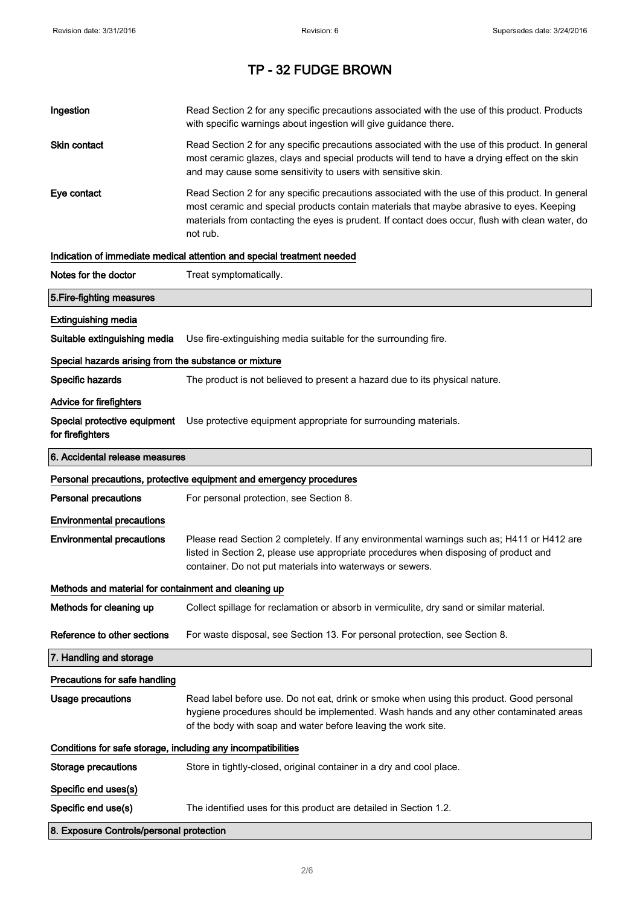# TP - 32 FUDGE BROWN

| | |
|---|---|
| **Ingestion** | Read Section 2 for any specific precautions associated with the use of this product. Products with specific warnings about ingestion will give guidance there. |
| **Skin contact** | Read Section 2 for any specific precautions associated with the use of this product. In general most ceramic glazes, clays and special products will tend to have a drying effect on the skin and may cause some sensitivity to users with sensitive skin. |
| **Eye contact** | Read Section 2 for any specific precautions associated with the use of this product. In general most ceramic and special products contain materials that maybe abrasive to eyes. Keeping materials from contacting the eyes is prudent. If contact does occur, flush with clean water, do not rub. |

### Indication of immediate medical attention and special treatment needed

**Notes for the doctor** Treat symptomatically.

## 5.Fire-fighting measures

### Extinguishing media

**Suitable extinguishing media** Use fire-extinguishing media suitable for the surrounding fire.

### Special hazards arising from the substance or mixture

**Specific hazards** The product is not believed to present a hazard due to its physical nature.

### Advice for firefighters

**Special protective equipment for firefighters** Use protective equipment appropriate for surrounding materials.

## 6. Accidental release measures

### Personal precautions, protective equipment and emergency procedures

**Personal precautions** For personal protection, see Section 8.

### Environmental precautions

**Environmental precautions** Please read Section 2 completely. If any environmental warnings such as; H411 or H412 are listed in Section 2, please use appropriate procedures when disposing of product and container. Do not put materials into waterways or sewers.

### Methods and material for containment and cleaning up

**Methods for cleaning up** Collect spillage for reclamation or absorb in vermiculite, dry sand or similar material.

**Reference to other sections** For waste disposal, see Section 13. For personal protection, see Section 8.

## 7. Handling and storage

### Precautions for safe handling

**Usage precautions** Read label before use. Do not eat, drink or smoke when using this product. Good personal hygiene procedures should be implemented. Wash hands and any other contaminated areas of the body with soap and water before leaving the work site.

### Conditions for safe storage, including any incompatibilities

**Storage precautions** Store in tightly-closed, original container in a dry and cool place.

### Specific end uses(s)

**Specific end use(s)** The identified uses for this product are detailed in Section 1.2.

## 8. Exposure Controls/personal protection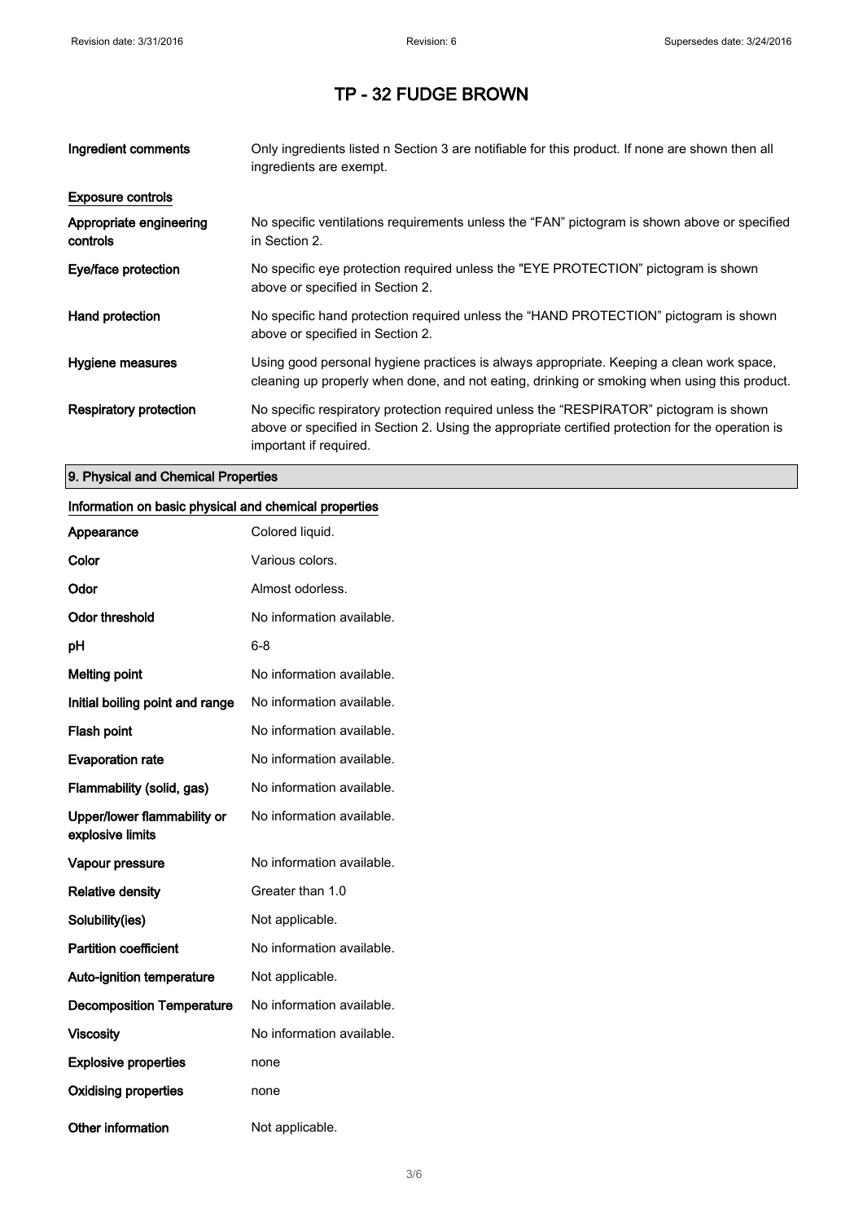# TP - 32 FUDGE BROWN

| | |
|---|---|
| **Ingredient comments** | Only ingredients listed n Section 3 are notifiable for this product. If none are shown then all ingredients are exempt. |

**Exposure controls**

| | |
|---|---|
| **Appropriate engineering controls** | No specific ventilations requirements unless the “FAN” pictogram is shown above or specified in Section 2. |
| **Eye/face protection** | No specific eye protection required unless the "EYE PROTECTION” pictogram is shown above or specified in Section 2. |
| **Hand protection** | No specific hand protection required unless the “HAND PROTECTION” pictogram is shown above or specified in Section 2. |
| **Hygiene measures** | Using good personal hygiene practices is always appropriate. Keeping a clean work space, cleaning up properly when done, and not eating, drinking or smoking when using this product. |
| **Respiratory protection** | No specific respiratory protection required unless the “RESPIRATOR” pictogram is shown above or specified in Section 2. Using the appropriate certified protection for the operation is important if required. |

## 9. Physical and Chemical Properties

**Information on basic physical and chemical properties**

| | |
|---|---|
| **Appearance** | Colored liquid. |
| **Color** | Various colors. |
| **Odor** | Almost odorless. |
| **Odor threshold** | No information available. |
| **pH** | 6-8 |
| **Melting point** | No information available. |
| **Initial boiling point and range** | No information available. |
| **Flash point** | No information available. |
| **Evaporation rate** | No information available. |
| **Flammability (solid, gas)** | No information available. |
| **Upper/lower flammability or explosive limits** | No information available. |
| **Vapour pressure** | No information available. |
| **Relative density** | Greater than 1.0 |
| **Solubility(ies)** | Not applicable. |
| **Partition coefficient** | No information available. |
| **Auto-ignition temperature** | Not applicable. |
| **Decomposition Temperature** | No information available. |
| **Viscosity** | No information available. |
| **Explosive properties** | none |
| **Oxidising properties** | none |
| **Other information** | Not applicable. |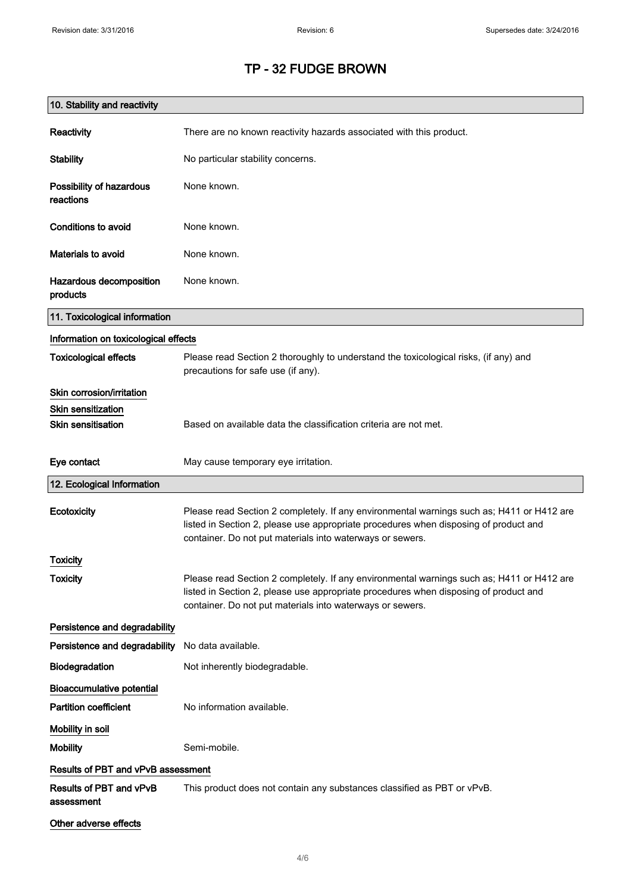# TP - 32 FUDGE BROWN

## 10. Stability and reactivity

**Reactivity** There are no known reactivity hazards associated with this product.

**Stability** No particular stability concerns.

**Possibility of hazardous reactions** None known.

**Conditions to avoid** None known.

**Materials to avoid** None known.

**Hazardous decomposition products** None known.

## 11. Toxicological information

### Information on toxicological effects

**Toxicological effects** Please read Section 2 thoroughly to understand the toxicological risks, (if any) and precautions for safe use (if any).

### Skin corrosion/irritation

### Skin sensitization

**Skin sensitisation** Based on available data the classification criteria are not met.

**Eye contact** May cause temporary eye irritation.

## 12. Ecological Information

**Ecotoxicity** Please read Section 2 completely. If any environmental warnings such as; H411 or H412 are listed in Section 2, please use appropriate procedures when disposing of product and container. Do not put materials into waterways or sewers.

### Toxicity

**Toxicity** Please read Section 2 completely. If any environmental warnings such as; H411 or H412 are listed in Section 2, please use appropriate procedures when disposing of product and container. Do not put materials into waterways or sewers.

### Persistence and degradability

**Persistence and degradability** No data available.

**Biodegradation** Not inherently biodegradable.

### Bioaccumulative potential

**Partition coefficient** No information available.

### Mobility in soil

**Mobility** Semi-mobile.

### Results of PBT and vPvB assessment

**Results of PBT and vPvB assessment** This product does not contain any substances classified as PBT or vPvB.

### Other adverse effects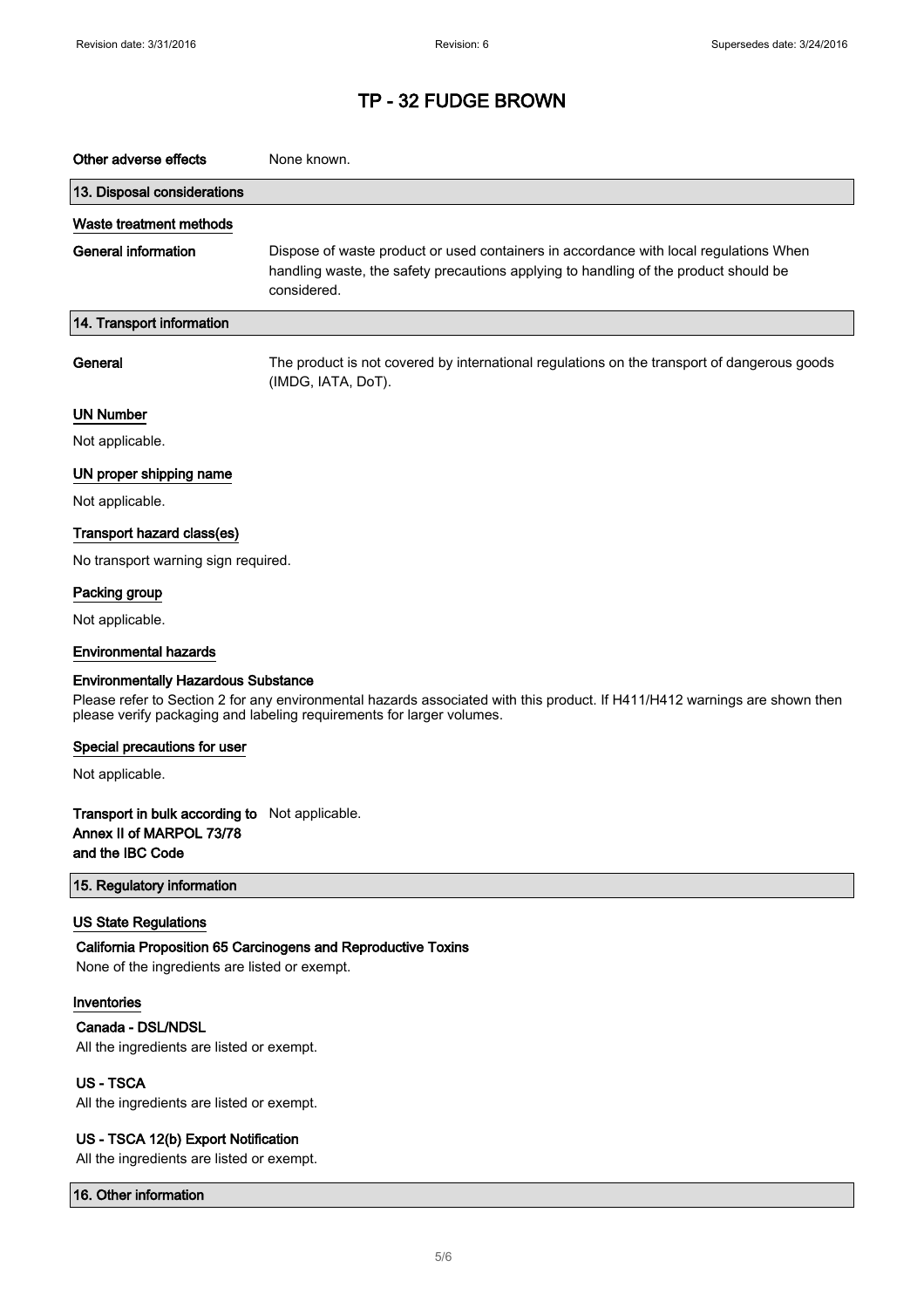# TP - 32 FUDGE BROWN

| | |
|---|---|
| **Other adverse effects** | None known. |

## 13. Disposal considerations

### Waste treatment methods

| | |
|---|---|
| **General information** | Dispose of waste product or used containers in accordance with local regulations When handling waste, the safety precautions applying to handling of the product should be considered. |

## 14. Transport information

| | |
|---|---|
| **General** | The product is not covered by international regulations on the transport of dangerous goods (IMDG, IATA, DoT). |

### UN Number

Not applicable.

### UN proper shipping name

Not applicable.

### Transport hazard class(es)

No transport warning sign required.

### Packing group

Not applicable.

### Environmental hazards

**Environmentally Hazardous Substance**

Please refer to Section 2 for any environmental hazards associated with this product. If H411/H412 warnings are shown then please verify packaging and labeling requirements for larger volumes.

### Special precautions for user

Not applicable.

| | |
|---|---|
| **Transport in bulk according to Annex II of MARPOL 73/78 and the IBC Code** | Not applicable. |

## 15. Regulatory information

### US State Regulations

**California Proposition 65 Carcinogens and Reproductive Toxins**

None of the ingredients are listed or exempt.

### Inventories

**Canada - DSL/NDSL**

All the ingredients are listed or exempt.

**US - TSCA**

All the ingredients are listed or exempt.

**US - TSCA 12(b) Export Notification**

All the ingredients are listed or exempt.

## 16. Other information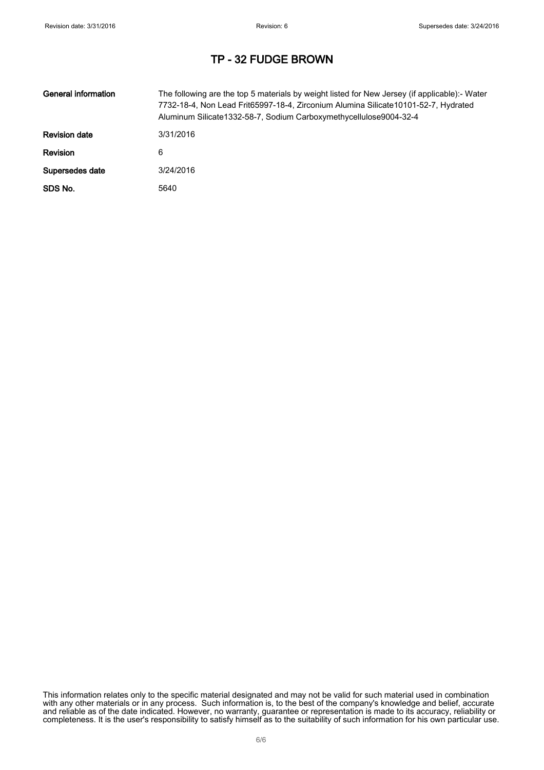# TP - 32 FUDGE BROWN

| | |
|---|---|
| **General information** | The following are the top 5 materials by weight listed for New Jersey (if applicable):- Water 7732-18-4, Non Lead Frit65997-18-4, Zirconium Alumina Silicate10101-52-7, Hydrated Aluminum Silicate1332-58-7, Sodium Carboxymethycellulose9004-32-4 |
| **Revision date** | 3/31/2016 |
| **Revision** | 6 |
| **Supersedes date** | 3/24/2016 |
| **SDS No.** | 5640 |

This information relates only to the specific material designated and may not be valid for such material used in combination with any other materials or in any process. Such information is, to the best of the company's knowledge and belief, accurate and reliable as of the date indicated. However, no warranty, guarantee or representation is made to its accuracy, reliability or completeness. It is the user's responsibility to satisfy himself as to the suitability of such information for his own particular use.